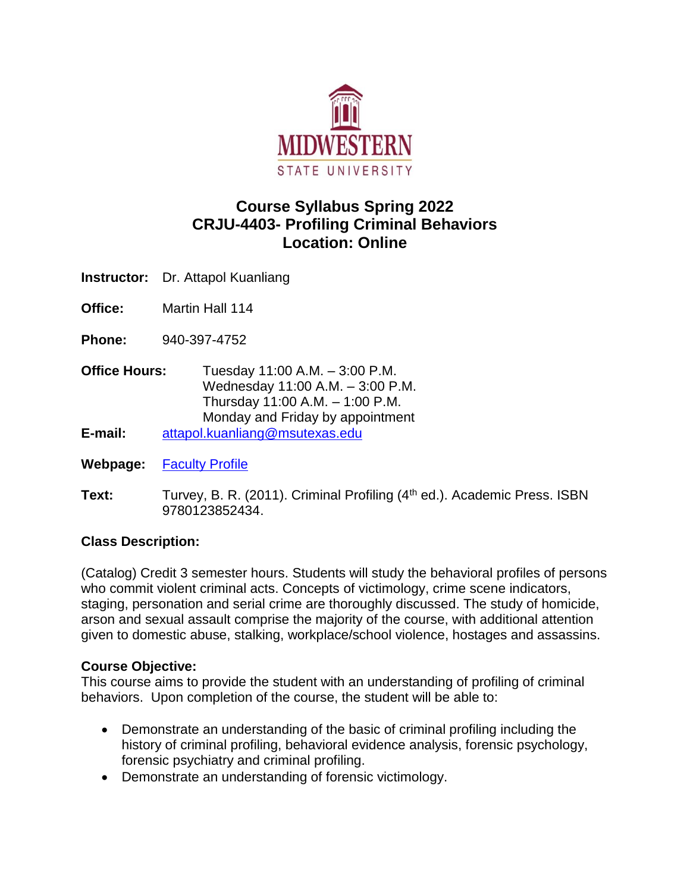MIDWESTERN STATE UNIVERSITY

# Course Syllabus Spring 2022
# CRJU-4403- Profiling Criminal Behaviors
# Location: Online

**Instructor:** Dr. Attapol Kuanliang

**Office:** Martin Hall 114

**Phone:** 940-397-4752

**Office Hours:** Tuesday 11:00 A.M. – 3:00 P.M.
Wednesday 11:00 A.M. – 3:00 P.M.
Thursday 11:00 A.M. – 1:00 P.M.
Monday and Friday by appointment

**E-mail:** attapol.kuanliang@msutexas.edu

**Webpage:** Faculty Profile

**Text:** Turvey, B. R. (2011). Criminal Profiling (4th ed.). Academic Press. ISBN 9780123852434.

### Class Description:

(Catalog) Credit 3 semester hours. Students will study the behavioral profiles of persons who commit violent criminal acts. Concepts of victimology, crime scene indicators, staging, personation and serial crime are thoroughly discussed. The study of homicide, arson and sexual assault comprise the majority of the course, with additional attention given to domestic abuse, stalking, workplace/school violence, hostages and assassins.

### Course Objective:

This course aims to provide the student with an understanding of profiling of criminal behaviors. Upon completion of the course, the student will be able to:

- Demonstrate an understanding of the basic of criminal profiling including the history of criminal profiling, behavioral evidence analysis, forensic psychology, forensic psychiatry and criminal profiling.
- Demonstrate an understanding of forensic victimology.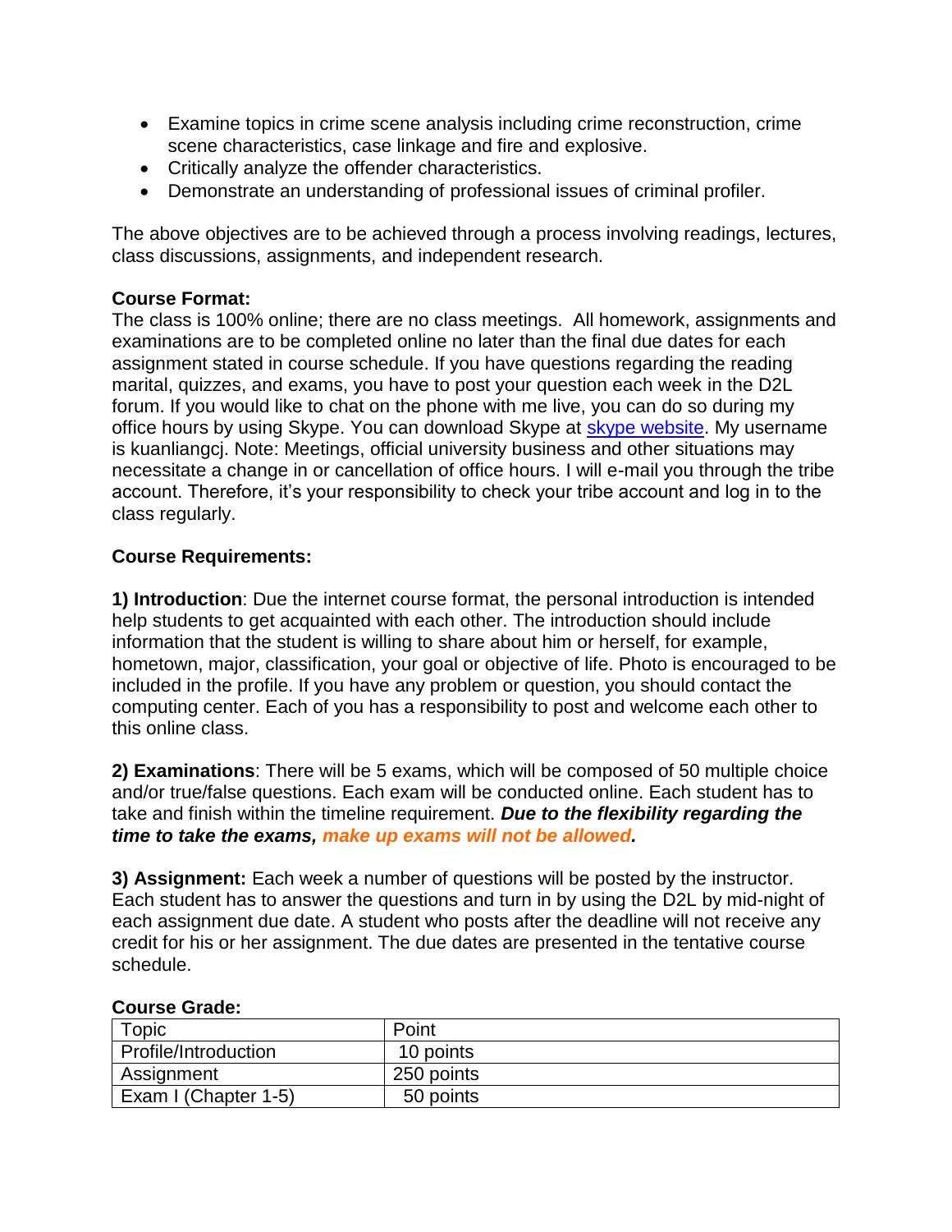- Examine topics in crime scene analysis including crime reconstruction, crime scene characteristics, case linkage and fire and explosive.
- Critically analyze the offender characteristics.
- Demonstrate an understanding of professional issues of criminal profiler.

The above objectives are to be achieved through a process involving readings, lectures, class discussions, assignments, and independent research.

**Course Format:**
The class is 100% online; there are no class meetings. All homework, assignments and examinations are to be completed online no later than the final due dates for each assignment stated in course schedule. If you have questions regarding the reading marital, quizzes, and exams, you have to post your question each week in the D2L forum. If you would like to chat on the phone with me live, you can do so during my office hours by using Skype. You can download Skype at skype website. My username is kuanliangcj. Note: Meetings, official university business and other situations may necessitate a change in or cancellation of office hours. I will e-mail you through the tribe account. Therefore, it's your responsibility to check your tribe account and log in to the class regularly.

**Course Requirements:**

**1) Introduction**: Due the internet course format, the personal introduction is intended help students to get acquainted with each other. The introduction should include information that the student is willing to share about him or herself, for example, hometown, major, classification, your goal or objective of life. Photo is encouraged to be included in the profile. If you have any problem or question, you should contact the computing center. Each of you has a responsibility to post and welcome each other to this online class.

**2) Examinations**: There will be 5 exams, which will be composed of 50 multiple choice and/or true/false questions. Each exam will be conducted online. Each student has to take and finish within the timeline requirement. ***Due to the flexibility regarding the time to take the exams, make up exams will not be allowed.***

**3) Assignment:** Each week a number of questions will be posted by the instructor. Each student has to answer the questions and turn in by using the D2L by mid-night of each assignment due date. A student who posts after the deadline will not receive any credit for his or her assignment. The due dates are presented in the tentative course schedule.

**Course Grade:**

| Topic | Point |
|---|---|
| Profile/Introduction | 10 points |
| Assignment | 250 points |
| Exam I (Chapter 1-5) | 50 points |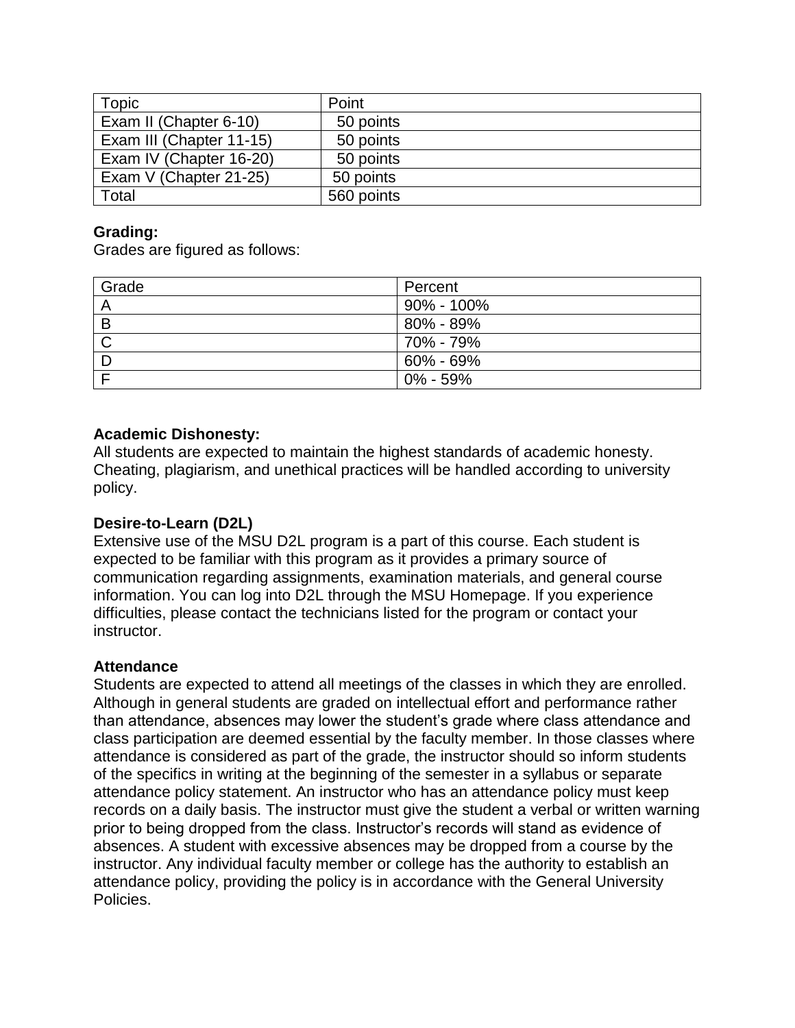| Topic | Point |
| --- | --- |
| Exam II (Chapter 6-10) | 50 points |
| Exam III (Chapter 11-15) | 50 points |
| Exam IV (Chapter 16-20) | 50 points |
| Exam V (Chapter 21-25) | 50 points |
| Total | 560 points |

**Grading:**

Grades are figured as follows:

| Grade | Percent |
| --- | --- |
| A | 90% - 100% |
| B | 80% - 89% |
| C | 70% - 79% |
| D | 60% - 69% |
| F | 0% - 59% |

**Academic Dishonesty:**

All students are expected to maintain the highest standards of academic honesty. Cheating, plagiarism, and unethical practices will be handled according to university policy.

**Desire-to-Learn (D2L)**

Extensive use of the MSU D2L program is a part of this course. Each student is expected to be familiar with this program as it provides a primary source of communication regarding assignments, examination materials, and general course information. You can log into D2L through the MSU Homepage. If you experience difficulties, please contact the technicians listed for the program or contact your instructor.

**Attendance**

Students are expected to attend all meetings of the classes in which they are enrolled. Although in general students are graded on intellectual effort and performance rather than attendance, absences may lower the student's grade where class attendance and class participation are deemed essential by the faculty member. In those classes where attendance is considered as part of the grade, the instructor should so inform students of the specifics in writing at the beginning of the semester in a syllabus or separate attendance policy statement. An instructor who has an attendance policy must keep records on a daily basis. The instructor must give the student a verbal or written warning prior to being dropped from the class. Instructor's records will stand as evidence of absences. A student with excessive absences may be dropped from a course by the instructor. Any individual faculty member or college has the authority to establish an attendance policy, providing the policy is in accordance with the General University Policies.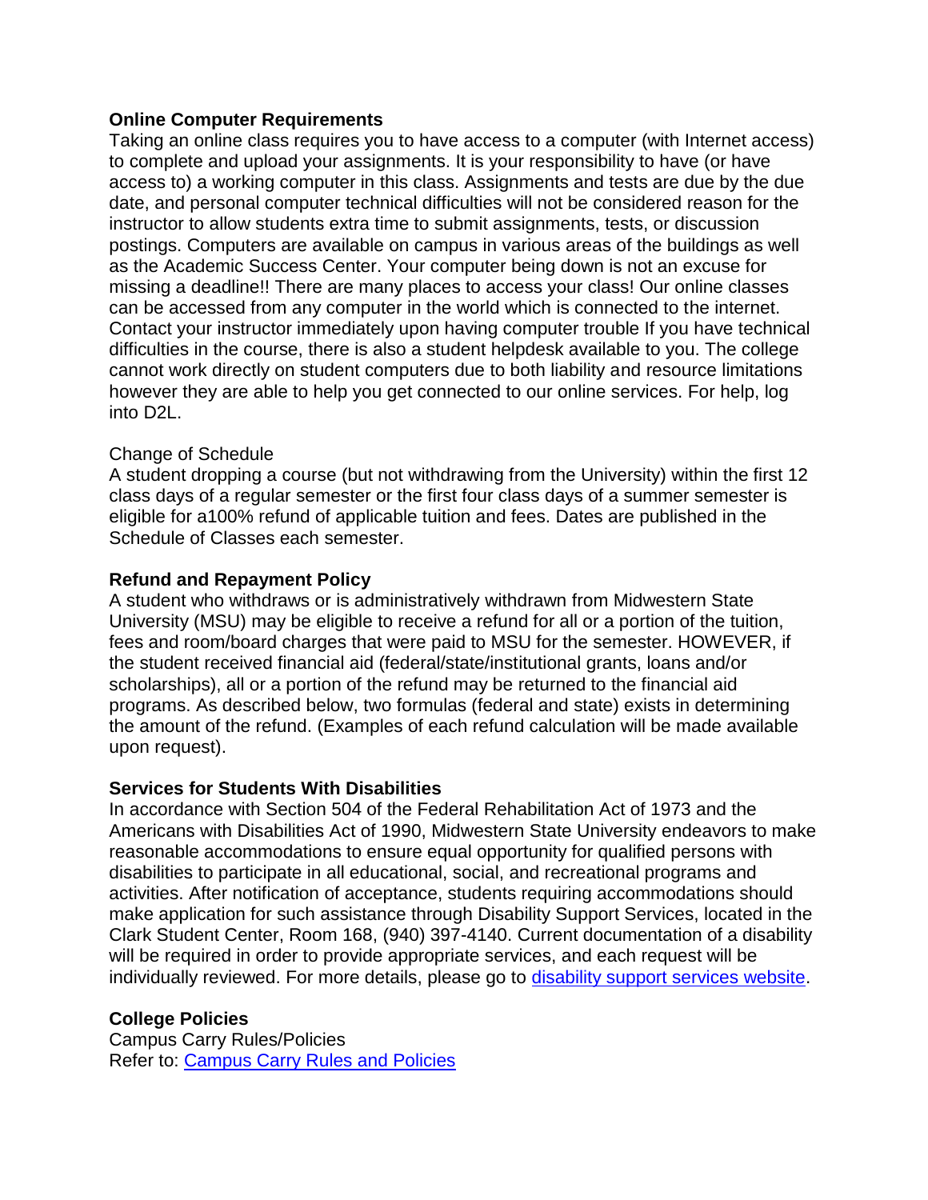**Online Computer Requirements**

Taking an online class requires you to have access to a computer (with Internet access) to complete and upload your assignments. It is your responsibility to have (or have access to) a working computer in this class. Assignments and tests are due by the due date, and personal computer technical difficulties will not be considered reason for the instructor to allow students extra time to submit assignments, tests, or discussion postings. Computers are available on campus in various areas of the buildings as well as the Academic Success Center. Your computer being down is not an excuse for missing a deadline!! There are many places to access your class! Our online classes can be accessed from any computer in the world which is connected to the internet. Contact your instructor immediately upon having computer trouble If you have technical difficulties in the course, there is also a student helpdesk available to you. The college cannot work directly on student computers due to both liability and resource limitations however they are able to help you get connected to our online services. For help, log into D2L.

Change of Schedule

A student dropping a course (but not withdrawing from the University) within the first 12 class days of a regular semester or the first four class days of a summer semester is eligible for a100% refund of applicable tuition and fees. Dates are published in the Schedule of Classes each semester.

**Refund and Repayment Policy**

A student who withdraws or is administratively withdrawn from Midwestern State University (MSU) may be eligible to receive a refund for all or a portion of the tuition, fees and room/board charges that were paid to MSU for the semester. HOWEVER, if the student received financial aid (federal/state/institutional grants, loans and/or scholarships), all or a portion of the refund may be returned to the financial aid programs. As described below, two formulas (federal and state) exists in determining the amount of the refund. (Examples of each refund calculation will be made available upon request).

**Services for Students With Disabilities**

In accordance with Section 504 of the Federal Rehabilitation Act of 1973 and the Americans with Disabilities Act of 1990, Midwestern State University endeavors to make reasonable accommodations to ensure equal opportunity for qualified persons with disabilities to participate in all educational, social, and recreational programs and activities. After notification of acceptance, students requiring accommodations should make application for such assistance through Disability Support Services, located in the Clark Student Center, Room 168, (940) 397-4140. Current documentation of a disability will be required in order to provide appropriate services, and each request will be individually reviewed. For more details, please go to disability support services website.

**College Policies**

Campus Carry Rules/Policies

Refer to: Campus Carry Rules and Policies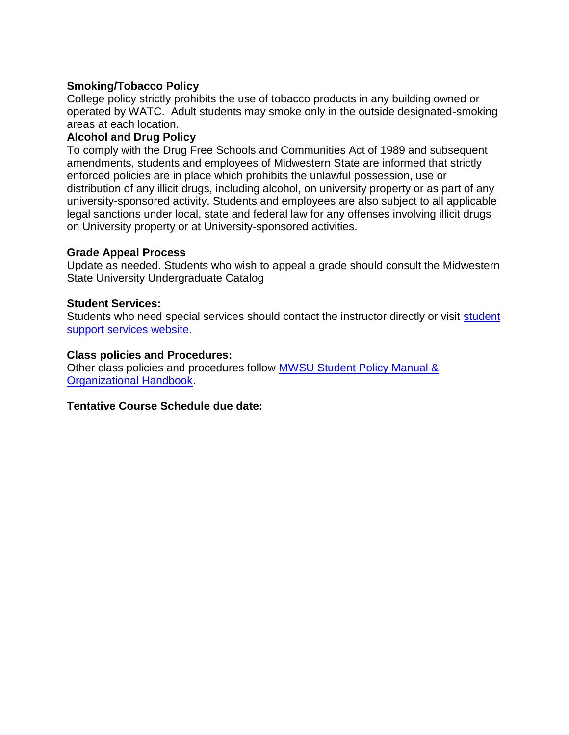**Smoking/Tobacco Policy**

College policy strictly prohibits the use of tobacco products in any building owned or operated by WATC. Adult students may smoke only in the outside designated-smoking areas at each location.

**Alcohol and Drug Policy**

To comply with the Drug Free Schools and Communities Act of 1989 and subsequent amendments, students and employees of Midwestern State are informed that strictly enforced policies are in place which prohibits the unlawful possession, use or distribution of any illicit drugs, including alcohol, on university property or as part of any university-sponsored activity. Students and employees are also subject to all applicable legal sanctions under local, state and federal law for any offenses involving illicit drugs on University property or at University-sponsored activities.

**Grade Appeal Process**

Update as needed. Students who wish to appeal a grade should consult the Midwestern State University Undergraduate Catalog

**Student Services:**

Students who need special services should contact the instructor directly or visit student support services website.

**Class policies and Procedures:**

Other class policies and procedures follow MWSU Student Policy Manual & Organizational Handbook.

**Tentative Course Schedule due date:**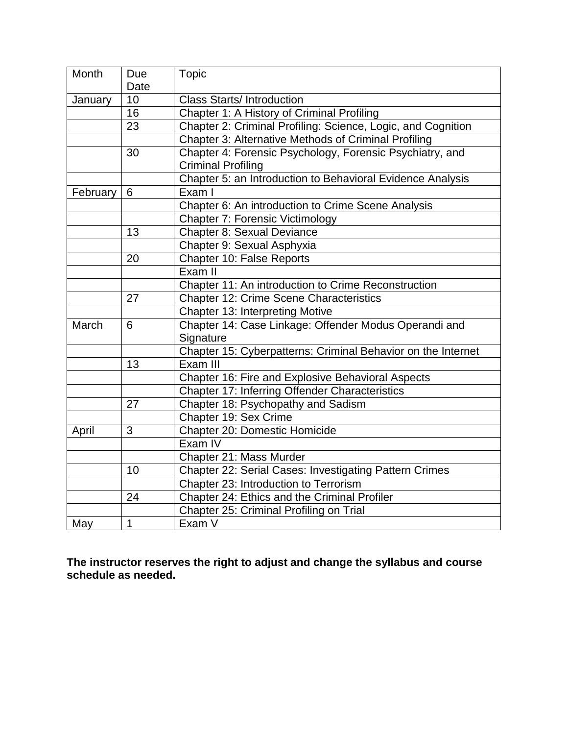| Month | Due Date | Topic |
|---|---|---|
| January | 10 | Class Starts/ Introduction |
| | 16 | Chapter 1: A History of Criminal Profiling |
| | 23 | Chapter 2: Criminal Profiling: Science, Logic, and Cognition |
| | | Chapter 3: Alternative Methods of Criminal Profiling |
| | 30 | Chapter 4: Forensic Psychology, Forensic Psychiatry, and Criminal Profiling |
| | | Chapter 5: an Introduction to Behavioral Evidence Analysis |
| February | 6 | Exam I |
| | | Chapter 6: An introduction to Crime Scene Analysis |
| | | Chapter 7: Forensic Victimology |
| | 13 | Chapter 8: Sexual Deviance |
| | | Chapter 9: Sexual Asphyxia |
| | 20 | Chapter 10: False Reports |
| | | Exam II |
| | | Chapter 11: An introduction to Crime Reconstruction |
| | 27 | Chapter 12: Crime Scene Characteristics |
| | | Chapter 13: Interpreting Motive |
| March | 6 | Chapter 14: Case Linkage: Offender Modus Operandi and Signature |
| | | Chapter 15: Cyberpatterns: Criminal Behavior on the Internet |
| | 13 | Exam III |
| | | Chapter 16: Fire and Explosive Behavioral Aspects |
| | | Chapter 17: Inferring Offender Characteristics |
| | 27 | Chapter 18: Psychopathy and Sadism |
| | | Chapter 19: Sex Crime |
| April | 3 | Chapter 20: Domestic Homicide |
| | | Exam IV |
| | | Chapter 21: Mass Murder |
| | 10 | Chapter 22: Serial Cases: Investigating Pattern Crimes |
| | | Chapter 23: Introduction to Terrorism |
| | 24 | Chapter 24: Ethics and the Criminal Profiler |
| | | Chapter 25: Criminal Profiling on Trial |
| May | 1 | Exam V |

**The instructor reserves the right to adjust and change the syllabus and course schedule as needed.**